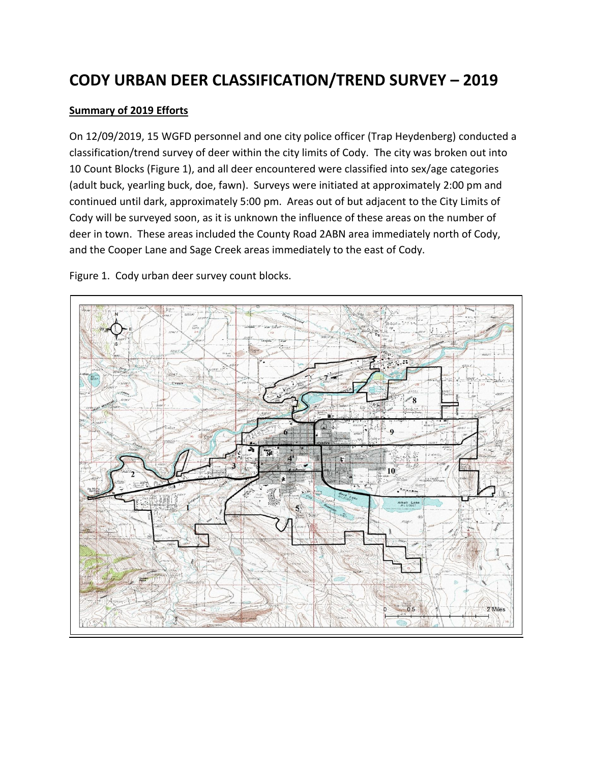# CODY URBAN DEER CLASSIFICATION/TREND SURVEY – 2019

**Summary of 2019 Efforts**

On 12/09/2019, 15 WGFD personnel and one city police officer (Trap Heydenberg) conducted a classification/trend survey of deer within the city limits of Cody. The city was broken out into 10 Count Blocks (Figure 1), and all deer encountered were classified into sex/age categories (adult buck, yearling buck, doe, fawn). Surveys were initiated at approximately 2:00 pm and continued until dark, approximately 5:00 pm. Areas out of but adjacent to the City Limits of Cody will be surveyed soon, as it is unknown the influence of these areas on the number of deer in town. These areas included the County Road 2ABN area immediately north of Cody, and the Cooper Lane and Sage Creek areas immediately to the east of Cody.

Figure 1. Cody urban deer survey count blocks.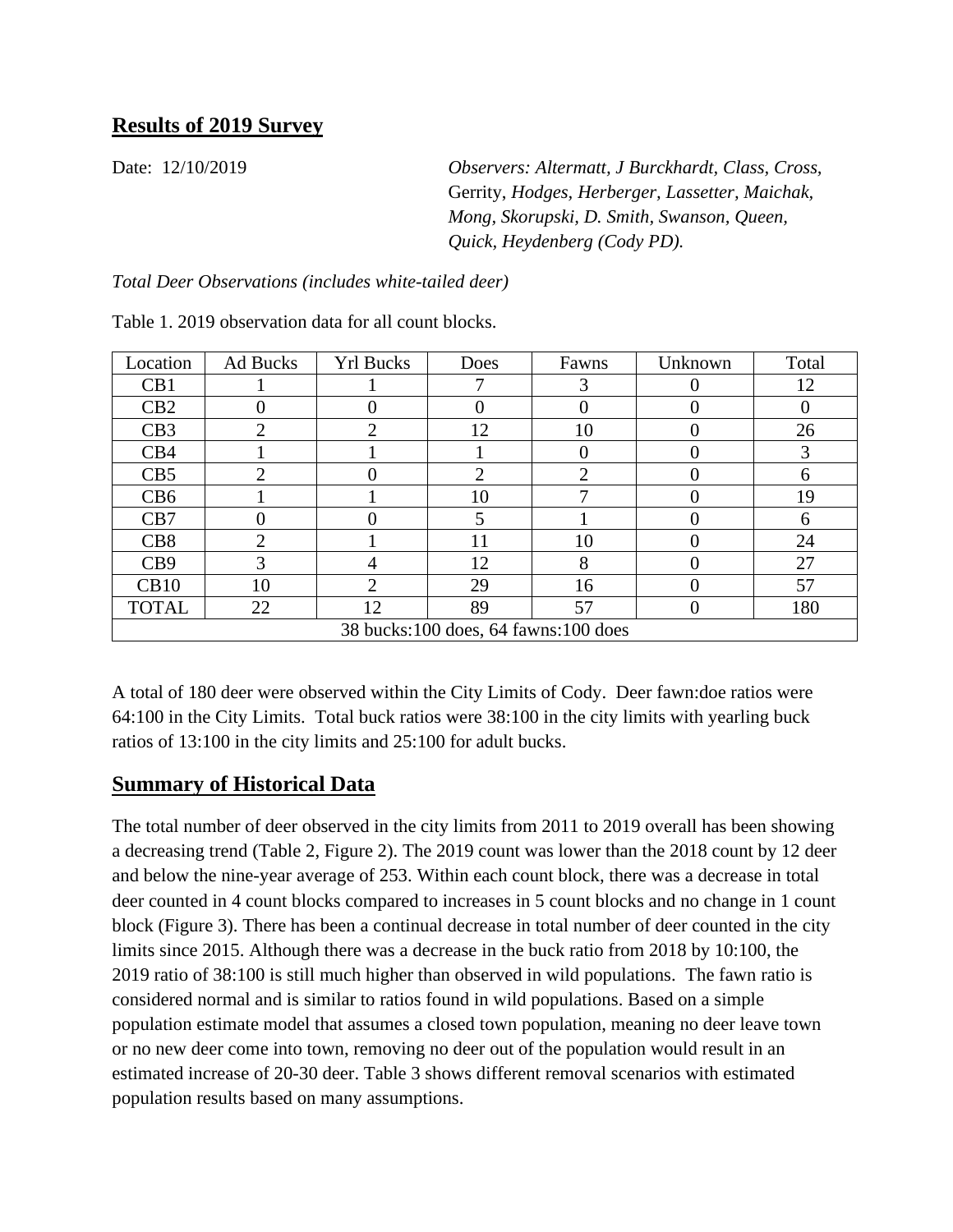## Results of 2019 Survey

Date: 12/10/2019

*Observers: Altermatt, J Burckhardt, Class, Cross,* Gerrity, *Hodges, Herberger, Lassetter, Maichak, Mong, Skorupski, D. Smith, Swanson, Queen, Quick, Heydenberg (Cody PD).*

*Total Deer Observations (includes white-tailed deer)*

Table 1. 2019 observation data for all count blocks.

| Location | Ad Bucks | Yrl Bucks | Does | Fawns | Unknown | Total |
|---|---|---|---|---|---|---|
| CB1 | 1 | 1 | 7 | 3 | 0 | 12 |
| CB2 | 0 | 0 | 0 | 0 | 0 | 0 |
| CB3 | 2 | 2 | 12 | 10 | 0 | 26 |
| CB4 | 1 | 1 | 1 | 0 | 0 | 3 |
| CB5 | 2 | 0 | 2 | 2 | 0 | 6 |
| CB6 | 1 | 1 | 10 | 7 | 0 | 19 |
| CB7 | 0 | 0 | 5 | 1 | 0 | 6 |
| CB8 | 2 | 1 | 11 | 10 | 0 | 24 |
| CB9 | 3 | 4 | 12 | 8 | 0 | 27 |
| CB10 | 10 | 2 | 29 | 16 | 0 | 57 |
| TOTAL | 22 | 12 | 89 | 57 | 0 | 180 |
| 38 bucks:100 does, 64 fawns:100 does | | | | | | |

A total of 180 deer were observed within the City Limits of Cody. Deer fawn:doe ratios were 64:100 in the City Limits. Total buck ratios were 38:100 in the city limits with yearling buck ratios of 13:100 in the city limits and 25:100 for adult bucks.

## Summary of Historical Data

The total number of deer observed in the city limits from 2011 to 2019 overall has been showing a decreasing trend (Table 2, Figure 2). The 2019 count was lower than the 2018 count by 12 deer and below the nine-year average of 253. Within each count block, there was a decrease in total deer counted in 4 count blocks compared to increases in 5 count blocks and no change in 1 count block (Figure 3). There has been a continual decrease in total number of deer counted in the city limits since 2015. Although there was a decrease in the buck ratio from 2018 by 10:100, the 2019 ratio of 38:100 is still much higher than observed in wild populations. The fawn ratio is considered normal and is similar to ratios found in wild populations. Based on a simple population estimate model that assumes a closed town population, meaning no deer leave town or no new deer come into town, removing no deer out of the population would result in an estimated increase of 20-30 deer. Table 3 shows different removal scenarios with estimated population results based on many assumptions.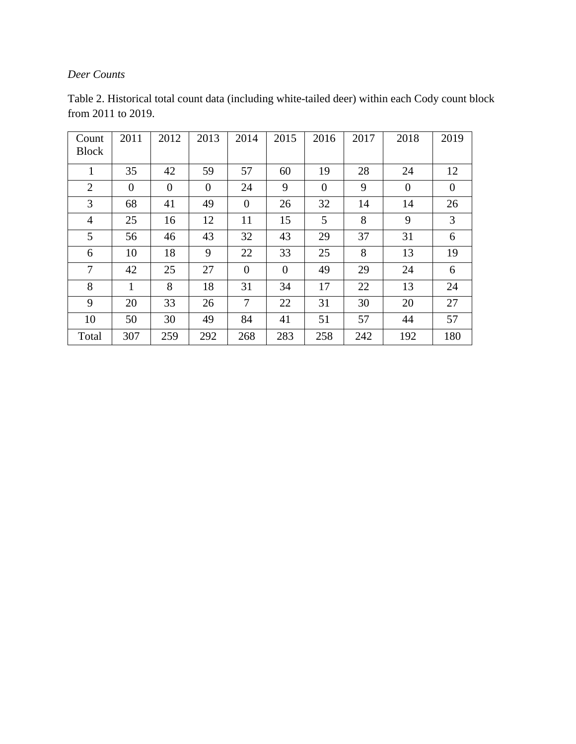*Deer Counts*

Table 2. Historical total count data (including white-tailed deer) within each Cody count block from 2011 to 2019.

| Count Block | 2011 | 2012 | 2013 | 2014 | 2015 | 2016 | 2017 | 2018 | 2019 |
|---|---|---|---|---|---|---|---|---|---|
| 1 | 35 | 42 | 59 | 57 | 60 | 19 | 28 | 24 | 12 |
| 2 | 0 | 0 | 0 | 24 | 9 | 0 | 9 | 0 | 0 |
| 3 | 68 | 41 | 49 | 0 | 26 | 32 | 14 | 14 | 26 |
| 4 | 25 | 16 | 12 | 11 | 15 | 5 | 8 | 9 | 3 |
| 5 | 56 | 46 | 43 | 32 | 43 | 29 | 37 | 31 | 6 |
| 6 | 10 | 18 | 9 | 22 | 33 | 25 | 8 | 13 | 19 |
| 7 | 42 | 25 | 27 | 0 | 0 | 49 | 29 | 24 | 6 |
| 8 | 1 | 8 | 18 | 31 | 34 | 17 | 22 | 13 | 24 |
| 9 | 20 | 33 | 26 | 7 | 22 | 31 | 30 | 20 | 27 |
| 10 | 50 | 30 | 49 | 84 | 41 | 51 | 57 | 44 | 57 |
| Total | 307 | 259 | 292 | 268 | 283 | 258 | 242 | 192 | 180 |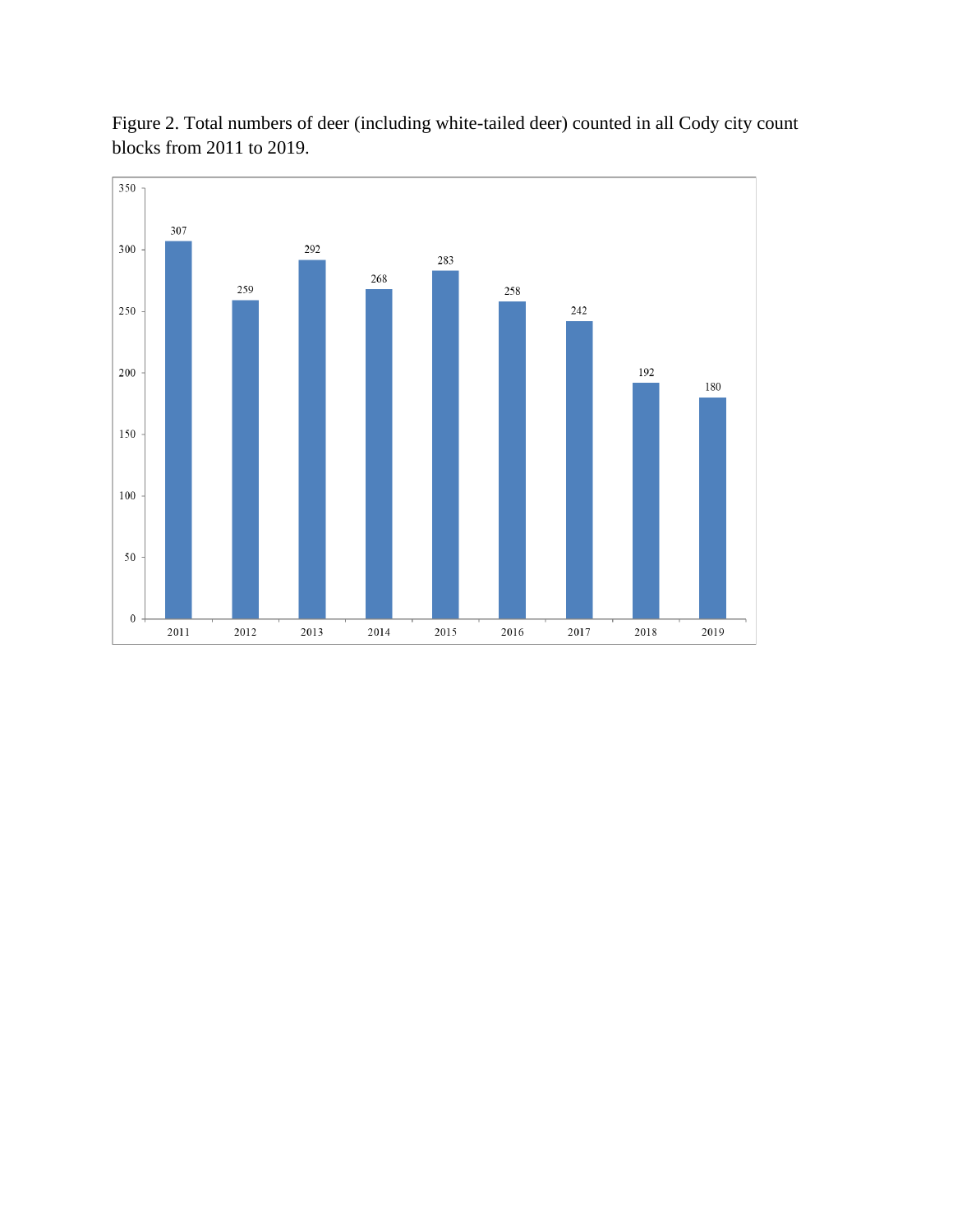Figure 2. Total numbers of deer (including white-tailed deer) counted in all Cody city count blocks from 2011 to 2019.

| Year | Total deer |
| --- | --- |
| 2011 | 307 |
| 2012 | 259 |
| 2013 | 292 |
| 2014 | 268 |
| 2015 | 283 |
| 2016 | 258 |
| 2017 | 242 |
| 2018 | 192 |
| 2019 | 180 |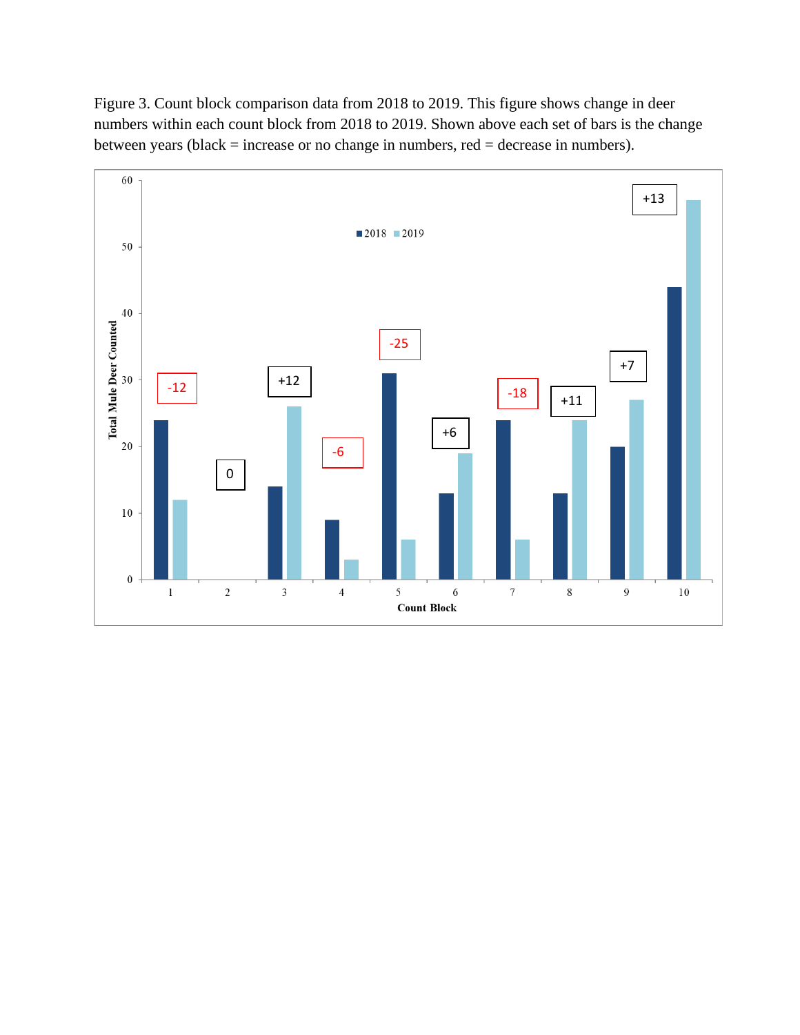Figure 3. Count block comparison data from 2018 to 2019. This figure shows change in deer numbers within each count block from 2018 to 2019. Shown above each set of bars is the change between years (black = increase or no change in numbers, red = decrease in numbers).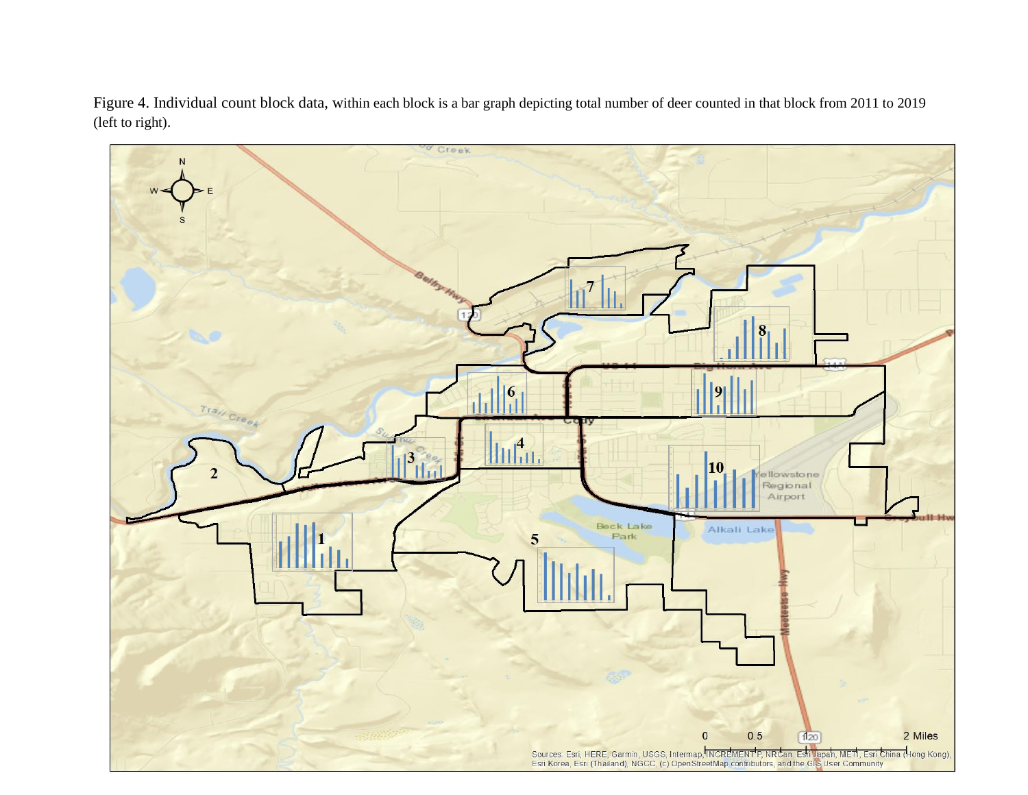Figure 4. Individual count block data, within each block is a bar graph depicting total number of deer counted in that block from 2011 to 2019 (left to right).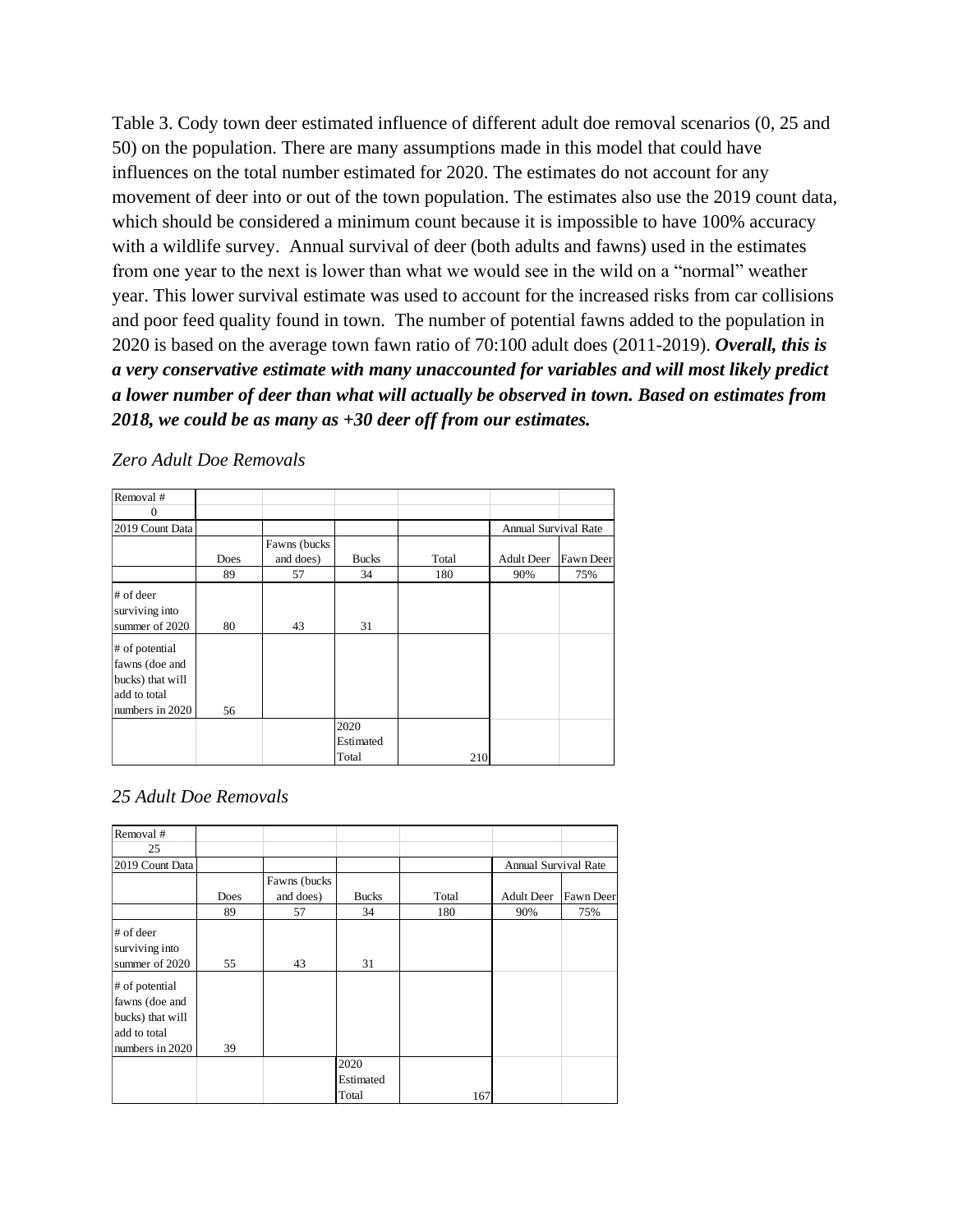Table 3. Cody town deer estimated influence of different adult doe removal scenarios (0, 25 and 50) on the population. There are many assumptions made in this model that could have influences on the total number estimated for 2020. The estimates do not account for any movement of deer into or out of the town population. The estimates also use the 2019 count data, which should be considered a minimum count because it is impossible to have 100% accuracy with a wildlife survey. Annual survival of deer (both adults and fawns) used in the estimates from one year to the next is lower than what we would see in the wild on a "normal" weather year. This lower survival estimate was used to account for the increased risks from car collisions and poor feed quality found in town. The number of potential fawns added to the population in 2020 is based on the average town fawn ratio of 70:100 adult does (2011-2019). ***Overall, this is a very conservative estimate with many unaccounted for variables and will most likely predict a lower number of deer than what will actually be observed in town. Based on estimates from 2018, we could be as many as +30 deer off from our estimates.***

*Zero Adult Doe Removals*

| Removal # | | | | | | |
|---|---|---|---|---|---|---|
| 0 | | | | | | |
| 2019 Count Data | | | | | Annual Survival Rate | |
| | Does | Fawns (bucks and does) | Bucks | Total | Adult Deer | Fawn Deer |
| | 89 | 57 | 34 | 180 | 90% | 75% |
| # of deer surviving into summer of 2020 | 80 | 43 | 31 | | | |
| # of potential fawns (doe and bucks) that will add to total numbers in 2020 | 56 | | | | | |
| | | | 2020 Estimated Total | 210 | | |

*25 Adult Doe Removals*

| Removal # | | | | | | |
|---|---|---|---|---|---|---|
| 25 | | | | | | |
| 2019 Count Data | | | | | Annual Survival Rate | |
| | Does | Fawns (bucks and does) | Bucks | Total | Adult Deer | Fawn Deer |
| | 89 | 57 | 34 | 180 | 90% | 75% |
| # of deer surviving into summer of 2020 | 55 | 43 | 31 | | | |
| # of potential fawns (doe and bucks) that will add to total numbers in 2020 | 39 | | | | | |
| | | | 2020 Estimated Total | 167 | | |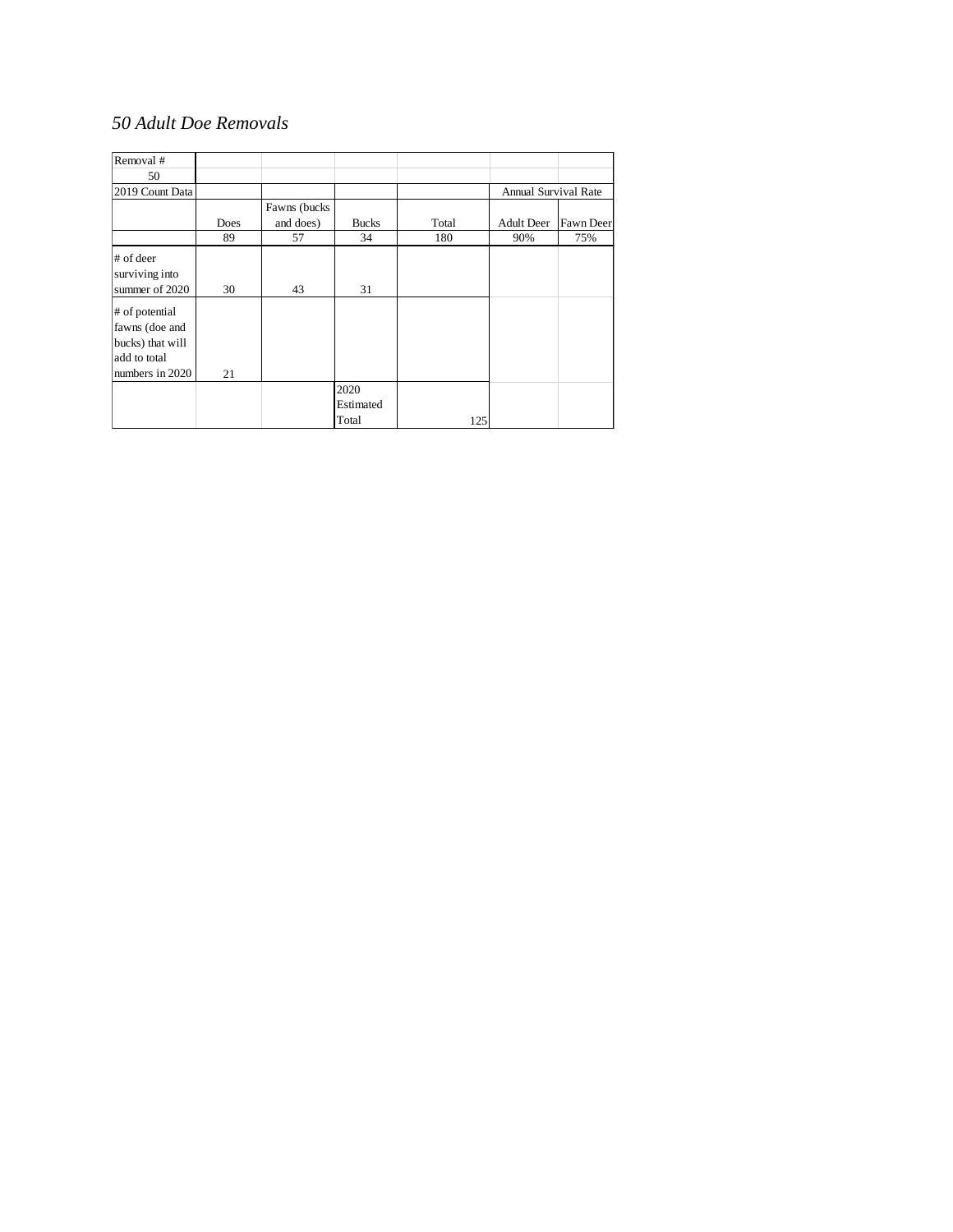*50 Adult Doe Removals*

| | | | | | | |
|---|---|---|---|---|---|---|
| Removal # | | | | | | |
| 50 | | | | | | |
| 2019 Count Data | | | | | Annual Survival Rate | |
| | Does | Fawns (bucks and does) | Bucks | Total | Adult Deer | Fawn Deer |
| | 89 | 57 | 34 | 180 | 90% | 75% |
| # of deer surviving into summer of 2020 | 30 | 43 | 31 | | | |
| # of potential fawns (doe and bucks) that will add to total numbers in 2020 | 21 | | | | | |
| | | | 2020 Estimated Total | 125 | | |